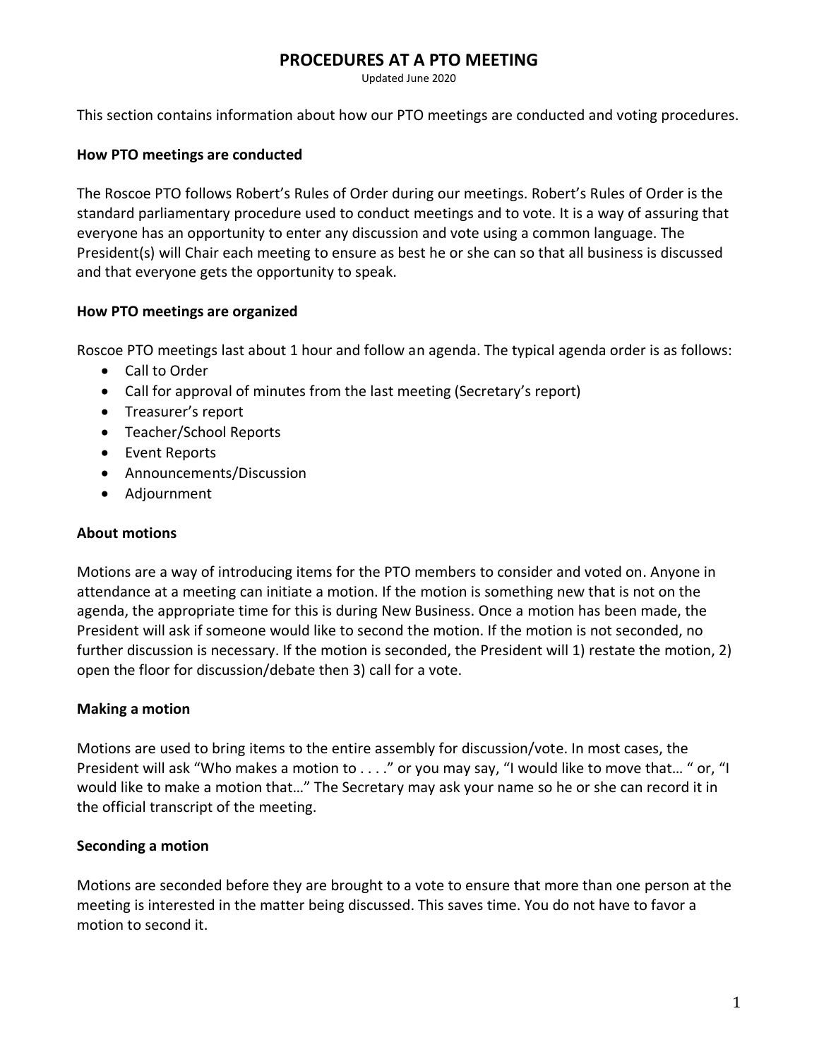# PROCEDURES AT A PTO MEETING

Updated June 2020

This section contains information about how our PTO meetings are conducted and voting procedures.

**How PTO meetings are conducted**

The Roscoe PTO follows Robert's Rules of Order during our meetings. Robert's Rules of Order is the standard parliamentary procedure used to conduct meetings and to vote. It is a way of assuring that everyone has an opportunity to enter any discussion and vote using a common language. The President(s) will Chair each meeting to ensure as best he or she can so that all business is discussed and that everyone gets the opportunity to speak.

**How PTO meetings are organized**

Roscoe PTO meetings last about 1 hour and follow an agenda. The typical agenda order is as follows:

- Call to Order
- Call for approval of minutes from the last meeting (Secretary's report)
- Treasurer's report
- Teacher/School Reports
- Event Reports
- Announcements/Discussion
- Adjournment

**About motions**

Motions are a way of introducing items for the PTO members to consider and voted on. Anyone in attendance at a meeting can initiate a motion. If the motion is something new that is not on the agenda, the appropriate time for this is during New Business. Once a motion has been made, the President will ask if someone would like to second the motion. If the motion is not seconded, no further discussion is necessary. If the motion is seconded, the President will 1) restate the motion, 2) open the floor for discussion/debate then 3) call for a vote.

**Making a motion**

Motions are used to bring items to the entire assembly for discussion/vote. In most cases, the President will ask "Who makes a motion to . . . ." or you may say, "I would like to move that… " or, "I would like to make a motion that…" The Secretary may ask your name so he or she can record it in the official transcript of the meeting.

**Seconding a motion**

Motions are seconded before they are brought to a vote to ensure that more than one person at the meeting is interested in the matter being discussed. This saves time. You do not have to favor a motion to second it.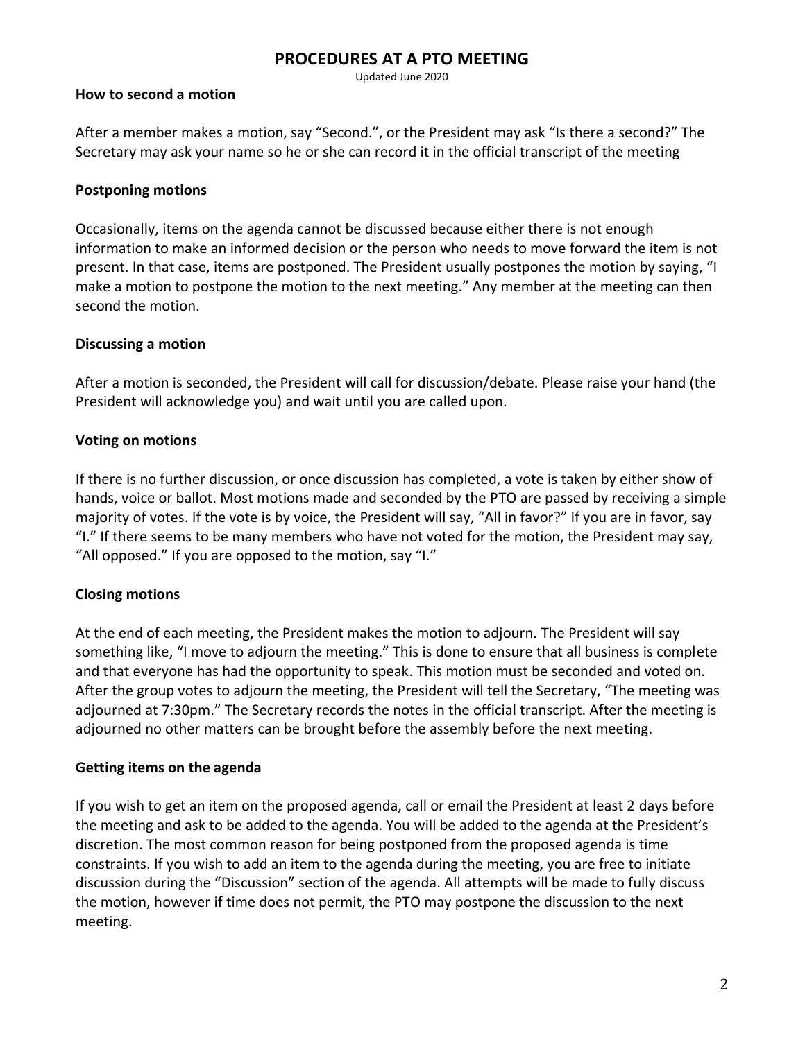# PROCEDURES AT A PTO MEETING

Updated June 2020

**How to second a motion**

After a member makes a motion, say "Second.", or the President may ask "Is there a second?" The Secretary may ask your name so he or she can record it in the official transcript of the meeting

**Postponing motions**

Occasionally, items on the agenda cannot be discussed because either there is not enough information to make an informed decision or the person who needs to move forward the item is not present. In that case, items are postponed. The President usually postpones the motion by saying, "I make a motion to postpone the motion to the next meeting." Any member at the meeting can then second the motion.

**Discussing a motion**

After a motion is seconded, the President will call for discussion/debate. Please raise your hand (the President will acknowledge you) and wait until you are called upon.

**Voting on motions**

If there is no further discussion, or once discussion has completed, a vote is taken by either show of hands, voice or ballot. Most motions made and seconded by the PTO are passed by receiving a simple majority of votes. If the vote is by voice, the President will say, "All in favor?" If you are in favor, say "I." If there seems to be many members who have not voted for the motion, the President may say, "All opposed." If you are opposed to the motion, say "I."

**Closing motions**

At the end of each meeting, the President makes the motion to adjourn. The President will say something like, "I move to adjourn the meeting." This is done to ensure that all business is complete and that everyone has had the opportunity to speak. This motion must be seconded and voted on. After the group votes to adjourn the meeting, the President will tell the Secretary, "The meeting was adjourned at 7:30pm." The Secretary records the notes in the official transcript. After the meeting is adjourned no other matters can be brought before the assembly before the next meeting.

**Getting items on the agenda**

If you wish to get an item on the proposed agenda, call or email the President at least 2 days before the meeting and ask to be added to the agenda. You will be added to the agenda at the President's discretion. The most common reason for being postponed from the proposed agenda is time constraints. If you wish to add an item to the agenda during the meeting, you are free to initiate discussion during the "Discussion" section of the agenda. All attempts will be made to fully discuss the motion, however if time does not permit, the PTO may postpone the discussion to the next meeting.